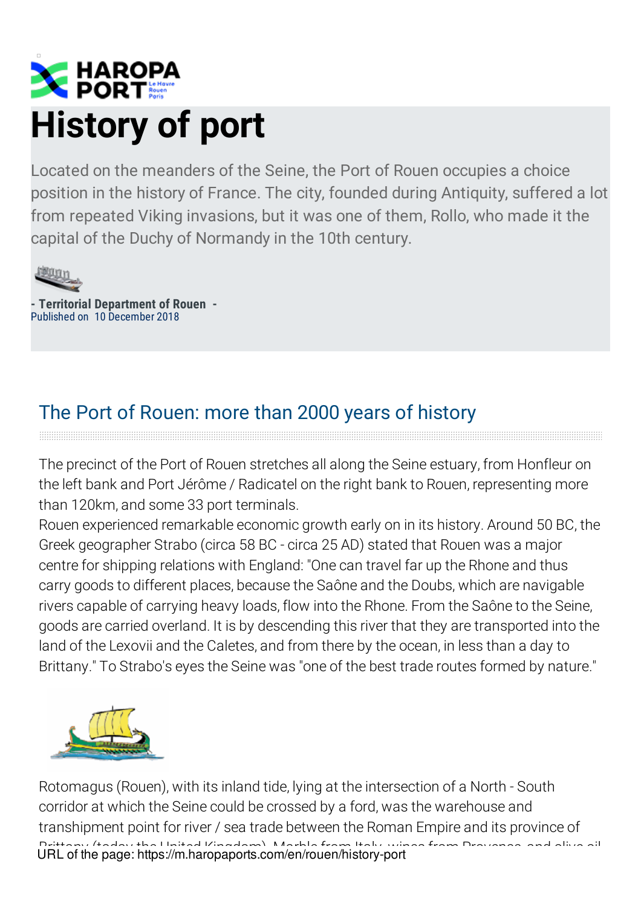# History of port

Located on the meanders of the Seine, the Port of Rouen occupies a choice position in the history of France. The city, founded during Antiquity, suffered a lot from repeated Viking invasions, but it was one of them, Rollo, who made it the capital of the Duchy of Normandy in the 10th century.

**- Territorial Department of Rouen -**
Published on 10 December 2018

## The Port of Rouen: more than 2000 years of history

The precinct of the Port of Rouen stretches all along the Seine estuary, from Honfleur on the left bank and Port Jérôme / Radicatel on the right bank to Rouen, representing more than 120km, and some 33 port terminals.

Rouen experienced remarkable economic growth early on in its history. Around 50 BC, the Greek geographer Strabo (circa 58 BC - circa 25 AD) stated that Rouen was a major centre for shipping relations with England: "One can travel far up the Rhone and thus carry goods to different places, because the Saône and the Doubs, which are navigable rivers capable of carrying heavy loads, flow into the Rhone. From the Saône to the Seine, goods are carried overland. It is by descending this river that they are transported into the land of the Lexovii and the Caletes, and from there by the ocean, in less than a day to Brittany." To Strabo's eyes the Seine was "one of the best trade routes formed by nature."

Rotomagus (Rouen), with its inland tide, lying at the intersection of a North - South corridor at which the Seine could be crossed by a ford, was the warehouse and transhipment point for river / sea trade between the Roman Empire and its province of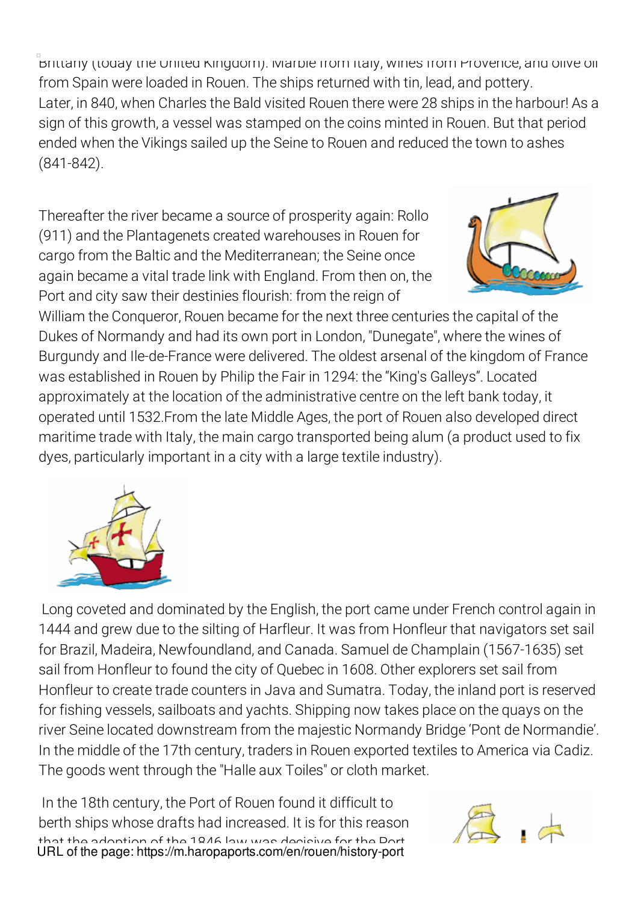Brittany (today the United Kingdom). Marble from Italy, wines from Provence, and olive oil from Spain were loaded in Rouen. The ships returned with tin, lead, and pottery.
Later, in 840, when Charles the Bald visited Rouen there were 28 ships in the harbour! As a sign of this growth, a vessel was stamped on the coins minted in Rouen. But that period ended when the Vikings sailed up the Seine to Rouen and reduced the town to ashes (841-842).

Thereafter the river became a source of prosperity again: Rollo (911) and the Plantagenets created warehouses in Rouen for cargo from the Baltic and the Mediterranean; the Seine once again became a vital trade link with England. From then on, the Port and city saw their destinies flourish: from the reign of William the Conqueror, Rouen became for the next three centuries the capital of the Dukes of Normandy and had its own port in London, "Dunegate", where the wines of Burgundy and Ile-de-France were delivered. The oldest arsenal of the kingdom of France was established in Rouen by Philip the Fair in 1294: the "King's Galleys". Located approximately at the location of the administrative centre on the left bank today, it operated until 1532.From the late Middle Ages, the port of Rouen also developed direct maritime trade with Italy, the main cargo transported being alum (a product used to fix dyes, particularly important in a city with a large textile industry).

Long coveted and dominated by the English, the port came under French control again in 1444 and grew due to the silting of Harfleur. It was from Honfleur that navigators set sail for Brazil, Madeira, Newfoundland, and Canada. Samuel de Champlain (1567-1635) set sail from Honfleur to found the city of Quebec in 1608. Other explorers set sail from Honfleur to create trade counters in Java and Sumatra. Today, the inland port is reserved for fishing vessels, sailboats and yachts. Shipping now takes place on the quays on the river Seine located downstream from the majestic Normandy Bridge 'Pont de Normandie'. In the middle of the 17th century, traders in Rouen exported textiles to America via Cadiz. The goods went through the "Halle aux Toiles" or cloth market.

In the 18th century, the Port of Rouen found it difficult to berth ships whose drafts had increased. It is for this reason that the adoption of the 1846 law was decisive for the Port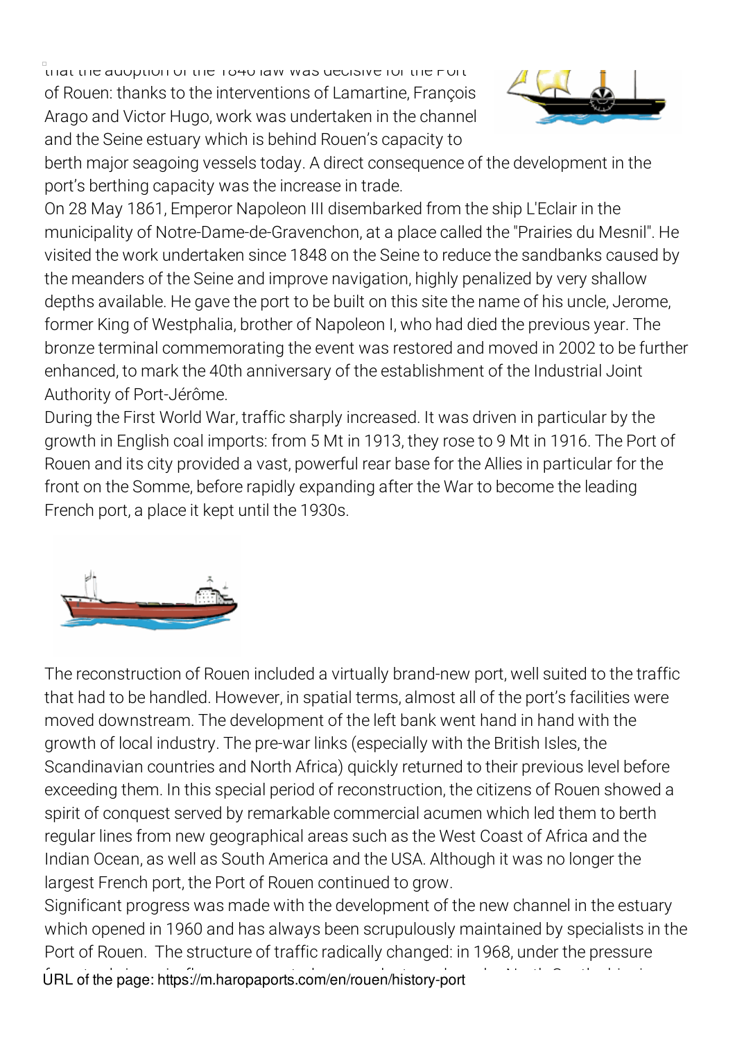that the adoption of the 1840 law was decisive for the Port of Rouen: thanks to the interventions of Lamartine, François Arago and Victor Hugo, work was undertaken in the channel and the Seine estuary which is behind Rouen's capacity to berth major seagoing vessels today. A direct consequence of the development in the port's berthing capacity was the increase in trade.

On 28 May 1861, Emperor Napoleon III disembarked from the ship L'Eclair in the municipality of Notre-Dame-de-Gravenchon, at a place called the "Prairies du Mesnil". He visited the work undertaken since 1848 on the Seine to reduce the sandbanks caused by the meanders of the Seine and improve navigation, highly penalized by very shallow depths available. He gave the port to be built on this site the name of his uncle, Jerome, former King of Westphalia, brother of Napoleon I, who had died the previous year. The bronze terminal commemorating the event was restored and moved in 2002 to be further enhanced, to mark the 40th anniversary of the establishment of the Industrial Joint Authority of Port-Jérôme.

During the First World War, traffic sharply increased. It was driven in particular by the growth in English coal imports: from 5 Mt in 1913, they rose to 9 Mt in 1916. The Port of Rouen and its city provided a vast, powerful rear base for the Allies in particular for the front on the Somme, before rapidly expanding after the War to become the leading French port, a place it kept until the 1930s.

The reconstruction of Rouen included a virtually brand-new port, well suited to the traffic that had to be handled. However, in spatial terms, almost all of the port's facilities were moved downstream. The development of the left bank went hand in hand with the growth of local industry. The pre-war links (especially with the British Isles, the Scandinavian countries and North Africa) quickly returned to their previous level before exceeding them. In this special period of reconstruction, the citizens of Rouen showed a spirit of conquest served by remarkable commercial acumen which led them to berth regular lines from new geographical areas such as the West Coast of Africa and the Indian Ocean, as well as South America and the USA. Although it was no longer the largest French port, the Port of Rouen continued to grow.

Significant progress was made with the development of the new channel in the estuary which opened in 1960 and has always been scrupulously maintained by specialists in the Port of Rouen. The structure of traffic radically changed: in 1968, under the pressure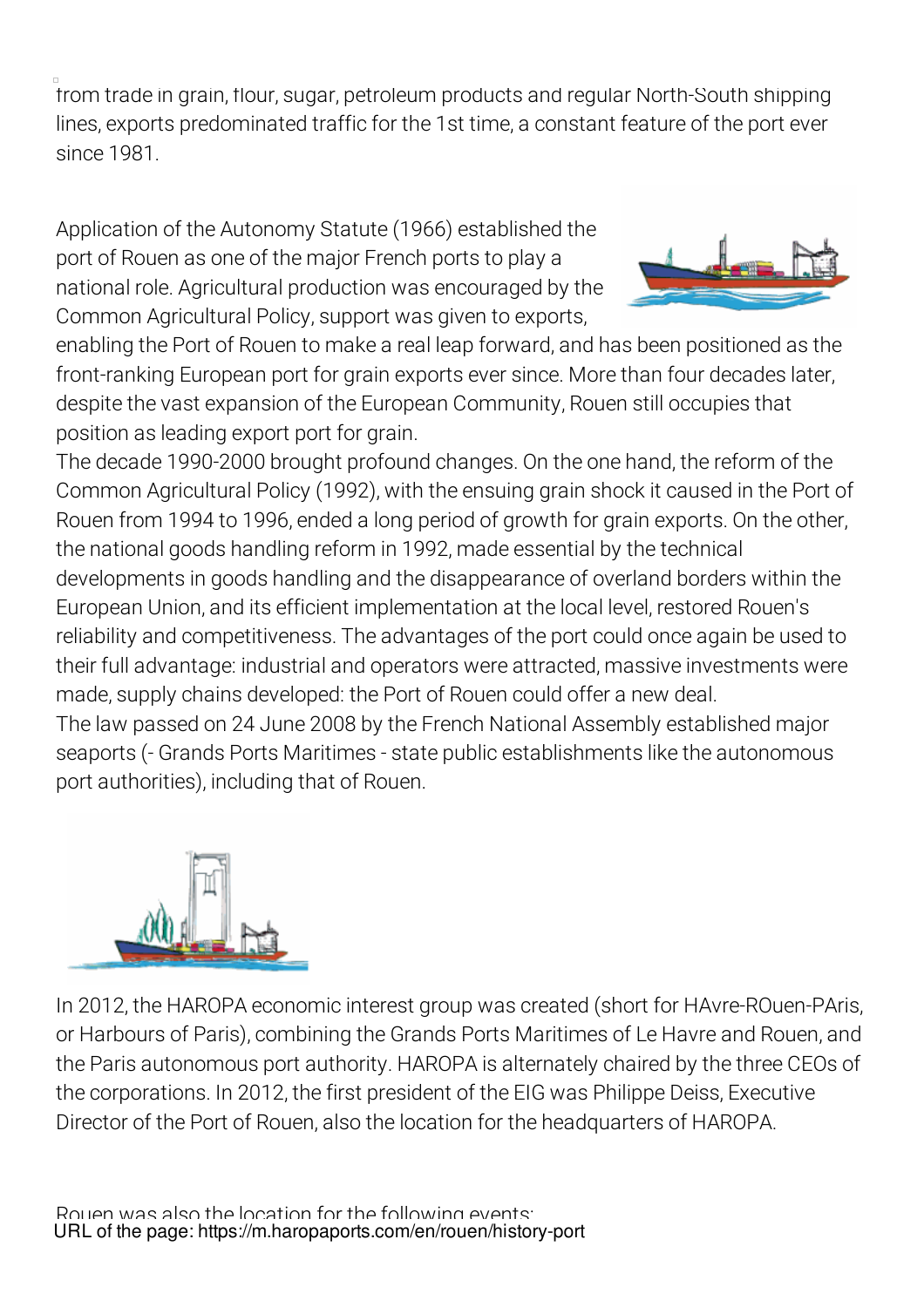from trade in grain, flour, sugar, petroleum products and regular North-South shipping lines, exports predominated traffic for the 1st time, a constant feature of the port ever since 1981.

Application of the Autonomy Statute (1966) established the port of Rouen as one of the major French ports to play a national role. Agricultural production was encouraged by the Common Agricultural Policy, support was given to exports, enabling the Port of Rouen to make a real leap forward, and has been positioned as the front-ranking European port for grain exports ever since. More than four decades later, despite the vast expansion of the European Community, Rouen still occupies that position as leading export port for grain.

The decade 1990-2000 brought profound changes. On the one hand, the reform of the Common Agricultural Policy (1992), with the ensuing grain shock it caused in the Port of Rouen from 1994 to 1996, ended a long period of growth for grain exports. On the other, the national goods handling reform in 1992, made essential by the technical developments in goods handling and the disappearance of overland borders within the European Union, and its efficient implementation at the local level, restored Rouen's reliability and competitiveness. The advantages of the port could once again be used to their full advantage: industrial and operators were attracted, massive investments were made, supply chains developed: the Port of Rouen could offer a new deal.

The law passed on 24 June 2008 by the French National Assembly established major seaports (- Grands Ports Maritimes - state public establishments like the autonomous port authorities), including that of Rouen.

In 2012, the HAROPA economic interest group was created (short for HAvre-ROuen-PAris, or Harbours of Paris), combining the Grands Ports Maritimes of Le Havre and Rouen, and the Paris autonomous port authority. HAROPA is alternately chaired by the three CEOs of the corporations. In 2012, the first president of the EIG was Philippe Deiss, Executive Director of the Port of Rouen, also the location for the headquarters of HAROPA.

Rouen was also the location for the following events: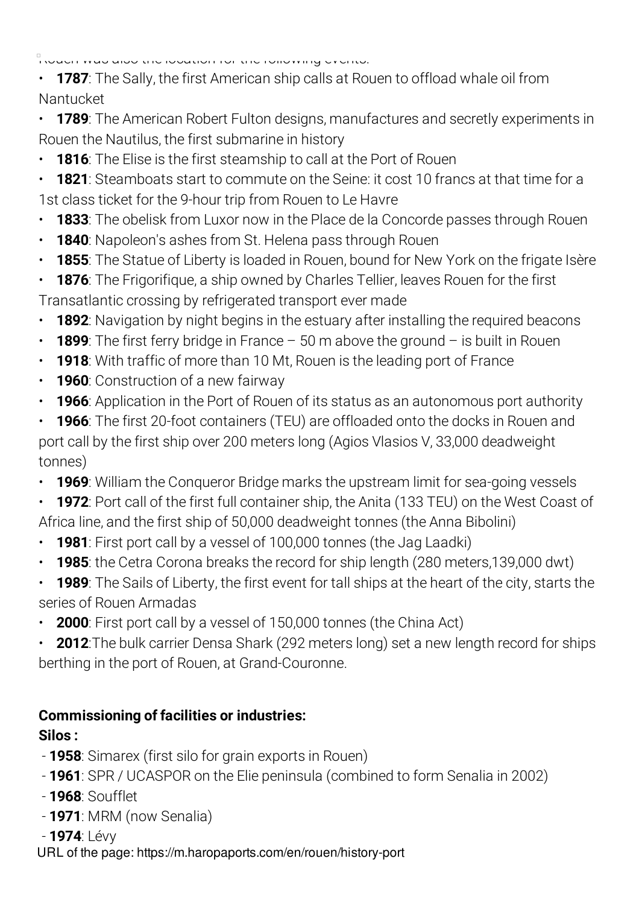Rouen was also the location for the following events:

- **1787**: The Sally, the first American ship calls at Rouen to offload whale oil from Nantucket
- **1789**: The American Robert Fulton designs, manufactures and secretly experiments in Rouen the Nautilus, the first submarine in history
- **1816**: The Elise is the first steamship to call at the Port of Rouen
- **1821**: Steamboats start to commute on the Seine: it cost 10 francs at that time for a 1st class ticket for the 9-hour trip from Rouen to Le Havre
- **1833**: The obelisk from Luxor now in the Place de la Concorde passes through Rouen
- **1840**: Napoleon's ashes from St. Helena pass through Rouen
- **1855**: The Statue of Liberty is loaded in Rouen, bound for New York on the frigate Isère
- **1876**: The Frigorifique, a ship owned by Charles Tellier, leaves Rouen for the first Transatlantic crossing by refrigerated transport ever made
- **1892**: Navigation by night begins in the estuary after installing the required beacons
- **1899**: The first ferry bridge in France – 50 m above the ground – is built in Rouen
- **1918**: With traffic of more than 10 Mt, Rouen is the leading port of France
- **1960**: Construction of a new fairway
- **1966**: Application in the Port of Rouen of its status as an autonomous port authority
- **1966**: The first 20-foot containers (TEU) are offloaded onto the docks in Rouen and port call by the first ship over 200 meters long (Agios Vlasios V, 33,000 deadweight tonnes)
- **1969**: William the Conqueror Bridge marks the upstream limit for sea-going vessels
- **1972**: Port call of the first full container ship, the Anita (133 TEU) on the West Coast of Africa line, and the first ship of 50,000 deadweight tonnes (the Anna Bibolini)
- **1981**: First port call by a vessel of 100,000 tonnes (the Jag Laadki)
- **1985**: the Cetra Corona breaks the record for ship length (280 meters,139,000 dwt)
- **1989**: The Sails of Liberty, the first event for tall ships at the heart of the city, starts the series of Rouen Armadas
- **2000**: First port call by a vessel of 150,000 tonnes (the China Act)
- **2012**:The bulk carrier Densa Shark (292 meters long) set a new length record for ships berthing in the port of Rouen, at Grand-Couronne.

**Commissioning of facilities or industries:**

**Silos :**

- **1958**: Simarex (first silo for grain exports in Rouen)
- **1961**: SPR / UCASPOR on the Elie peninsula (combined to form Senalia in 2002)
- **1968**: Soufflet
- **1971**: MRM (now Senalia)
- **1974**: Lévy

URL of the page: https://m.haropaports.com/en/rouen/history-port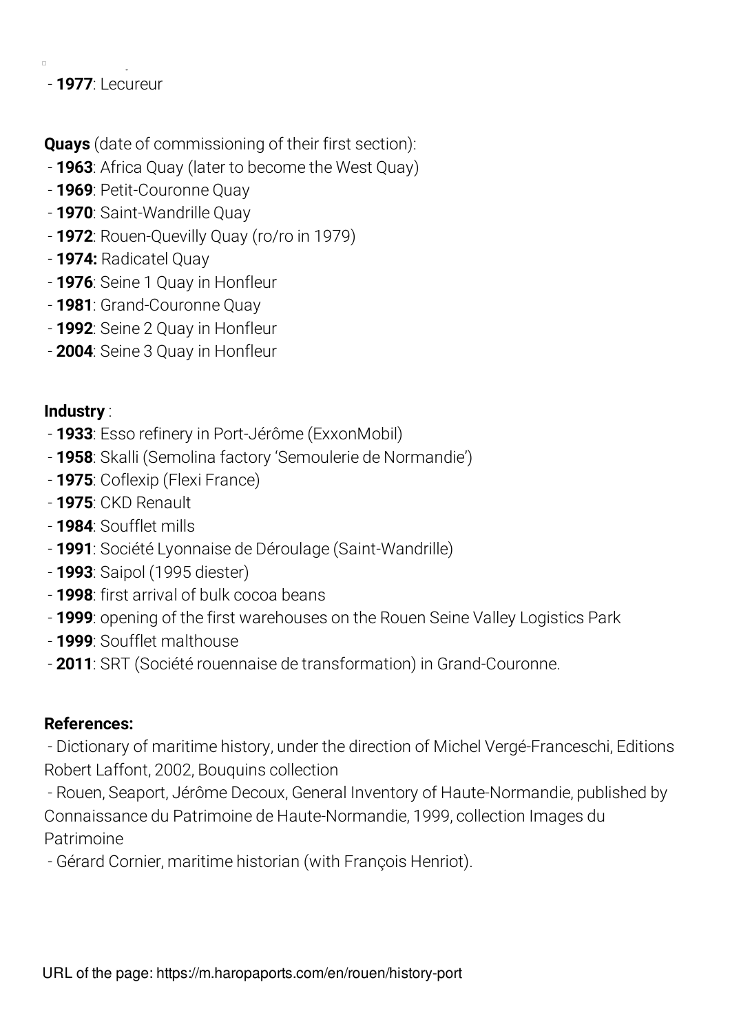- **1977**: Lecureur

**Quays** (date of commissioning of their first section):

- **1963**: Africa Quay (later to become the West Quay)
- **1969**: Petit-Couronne Quay
- **1970**: Saint-Wandrille Quay
- **1972**: Rouen-Quevilly Quay (ro/ro in 1979)
- **1974:** Radicatel Quay
- **1976**: Seine 1 Quay in Honfleur
- **1981**: Grand-Couronne Quay
- **1992**: Seine 2 Quay in Honfleur
- **2004**: Seine 3 Quay in Honfleur

**Industry** :

- **1933**: Esso refinery in Port-Jérôme (ExxonMobil)
- **1958**: Skalli (Semolina factory 'Semoulerie de Normandie')
- **1975**: Coflexip (Flexi France)
- **1975**: CKD Renault
- **1984**: Soufflet mills
- **1991**: Société Lyonnaise de Déroulage (Saint-Wandrille)
- **1993**: Saipol (1995 diester)
- **1998**: first arrival of bulk cocoa beans
- **1999**: opening of the first warehouses on the Rouen Seine Valley Logistics Park
- **1999**: Soufflet malthouse
- **2011**: SRT (Société rouennaise de transformation) in Grand-Couronne.

**References:**

- Dictionary of maritime history, under the direction of Michel Vergé-Franceschi, Editions Robert Laffont, 2002, Bouquins collection
- Rouen, Seaport, Jérôme Decoux, General Inventory of Haute-Normandie, published by Connaissance du Patrimoine de Haute-Normandie, 1999, collection Images du Patrimoine
- Gérard Cornier, maritime historian (with François Henriot).

URL of the page: https://m.haropaports.com/en/rouen/history-port